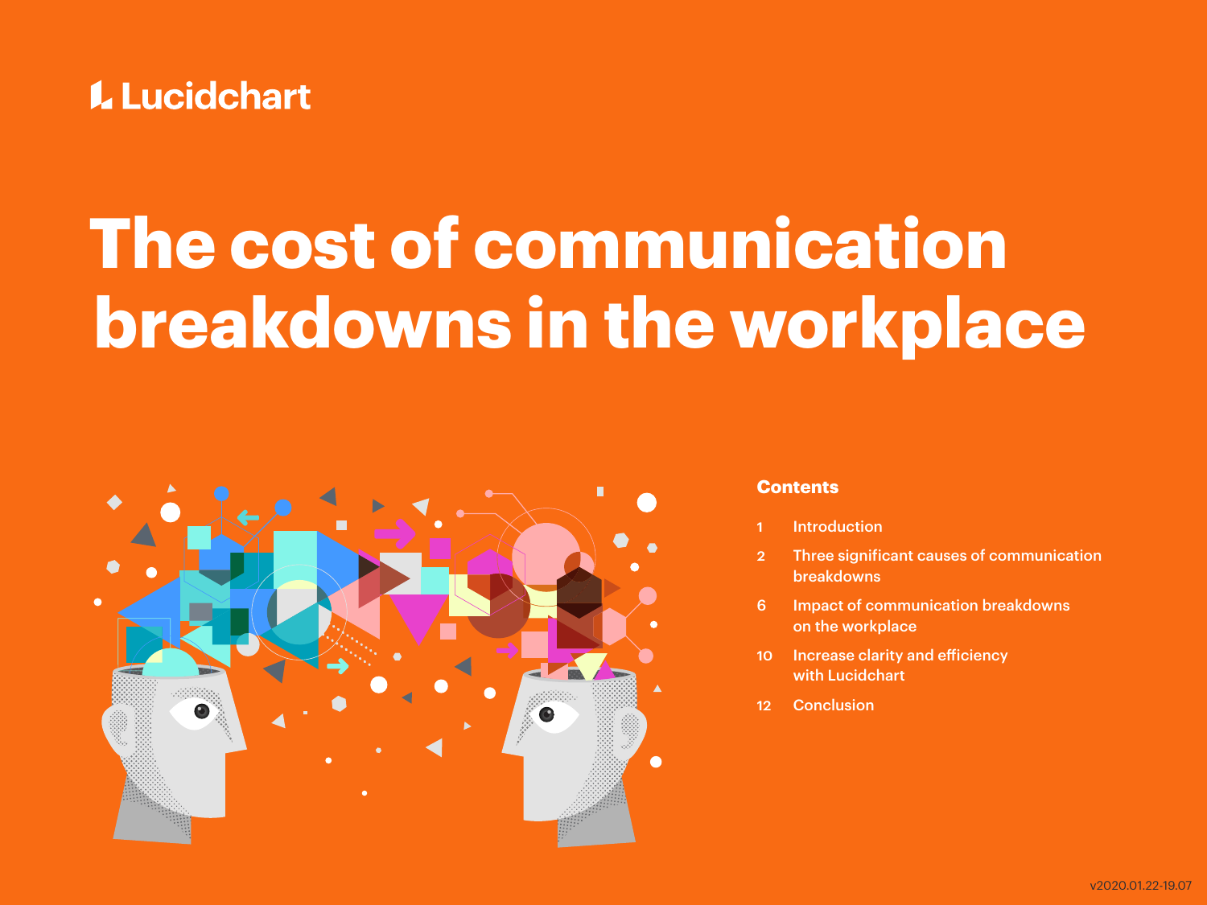Lucidchart

# The cost of communication breakdowns in the workplace

## Contents

1 Introduction

2 Three significant causes of communication breakdowns

6 Impact of communication breakdowns on the workplace

10 Increase clarity and efficiency with Lucidchart

12 Conclusion

v2020.01.22-19.07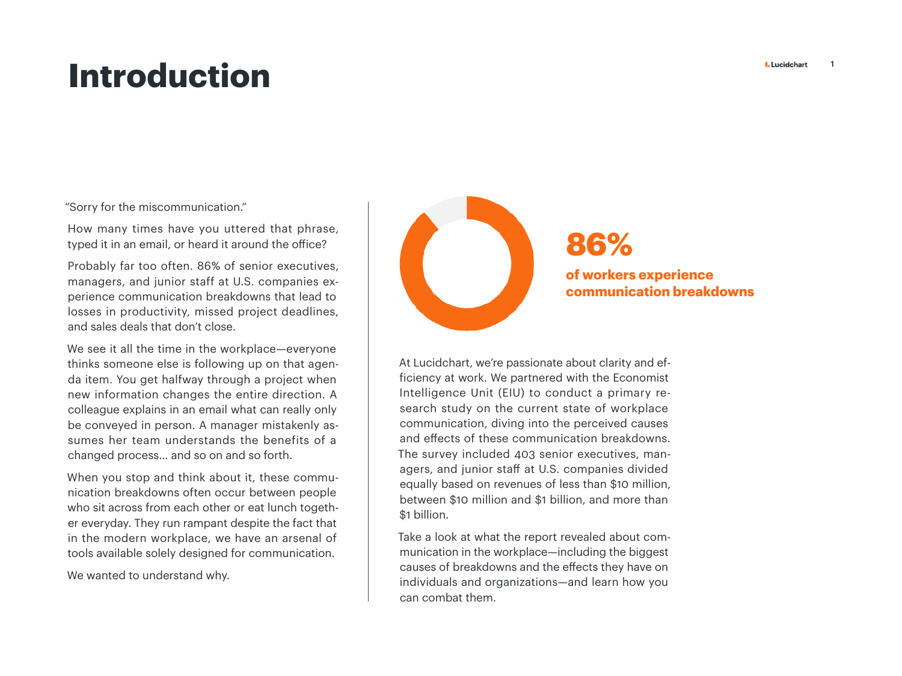# Introduction

"Sorry for the miscommunication."

How many times have you uttered that phrase, typed it in an email, or heard it around the office?

Probably far too often. 86% of senior executives, managers, and junior staff at U.S. companies experience communication breakdowns that lead to losses in productivity, missed project deadlines, and sales deals that don't close.

We see it all the time in the workplace—everyone thinks someone else is following up on that agenda item. You get halfway through a project when new information changes the entire direction. A colleague explains in an email what can really only be conveyed in person. A manager mistakenly assumes her team understands the benefits of a changed process… and so on and so forth.

When you stop and think about it, these communication breakdowns often occur between people who sit across from each other or eat lunch together everyday. They run rampant despite the fact that in the modern workplace, we have an arsenal of tools available solely designed for communication.

We wanted to understand why.

**86%**

**of workers experience communication breakdowns**

At Lucidchart, we're passionate about clarity and efficiency at work. We partnered with the Economist Intelligence Unit (EIU) to conduct a primary research study on the current state of workplace communication, diving into the perceived causes and effects of these communication breakdowns. The survey included 403 senior executives, managers, and junior staff at U.S. companies divided equally based on revenues of less than $10 million, between $10 million and $1 billion, and more than $1 billion.

Take a look at what the report revealed about communication in the workplace—including the biggest causes of breakdowns and the effects they have on individuals and organizations—and learn how you can combat them.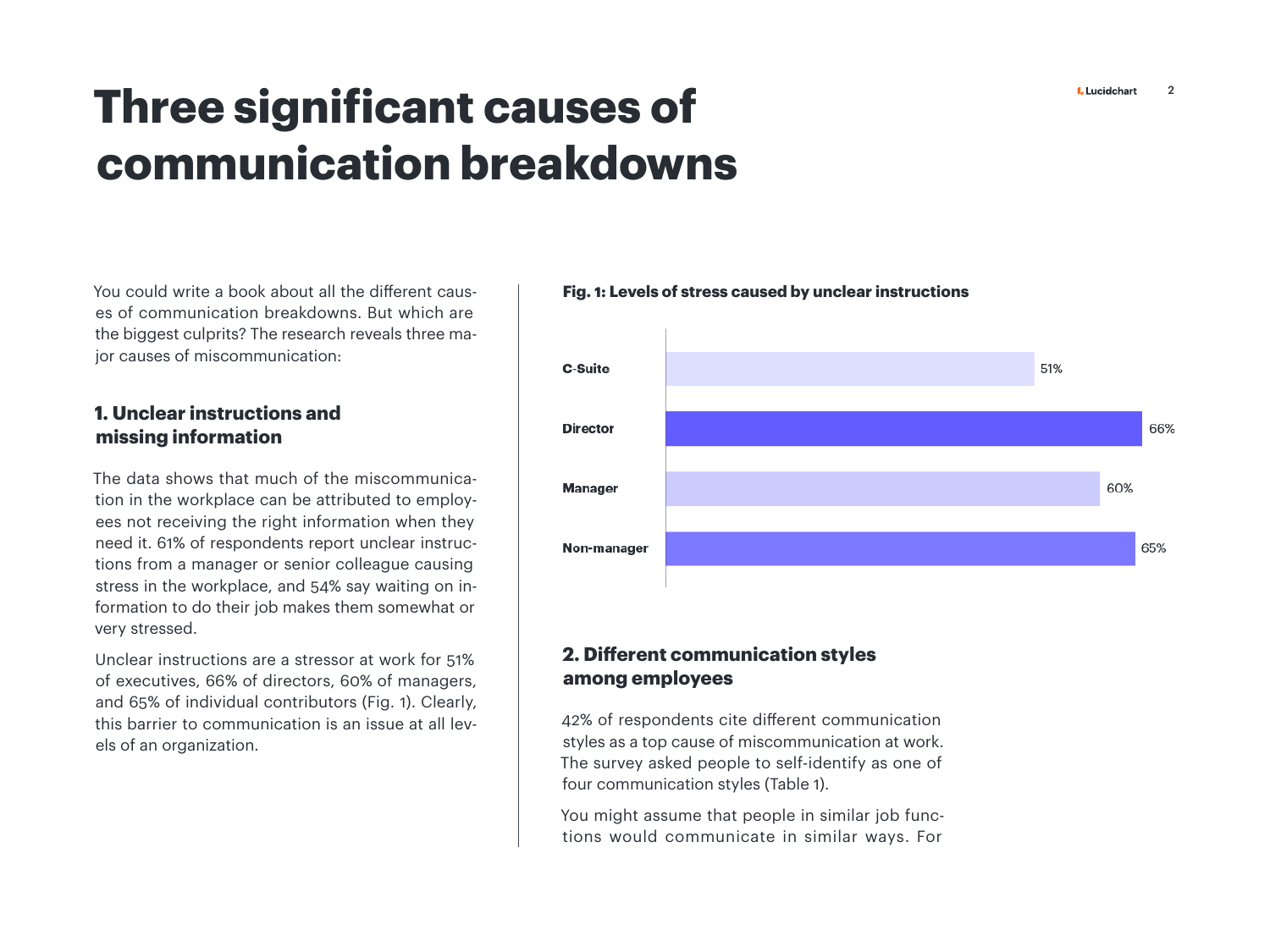# Three significant causes of communication breakdowns

You could write a book about all the different causes of communication breakdowns. But which are the biggest culprits? The research reveals three major causes of miscommunication:

## 1. Unclear instructions and missing information

The data shows that much of the miscommunication in the workplace can be attributed to employees not receiving the right information when they need it. 61% of respondents report unclear instructions from a manager or senior colleague causing stress in the workplace, and 54% say waiting on information to do their job makes them somewhat or very stressed.

Unclear instructions are a stressor at work for 51% of executives, 66% of directors, 60% of managers, and 65% of individual contributors (Fig. 1). Clearly, this barrier to communication is an issue at all levels of an organization.

**Fig. 1: Levels of stress caused by unclear instructions**

| Level | Stress level |
| --- | --- |
| C-Suite | 51% |
| Director | 66% |
| Manager | 60% |
| Non-manager | 65% |

## 2. Different communication styles among employees

42% of respondents cite different communication styles as a top cause of miscommunication at work. The survey asked people to self-identify as one of four communication styles (Table 1).

You might assume that people in similar job functions would communicate in similar ways. For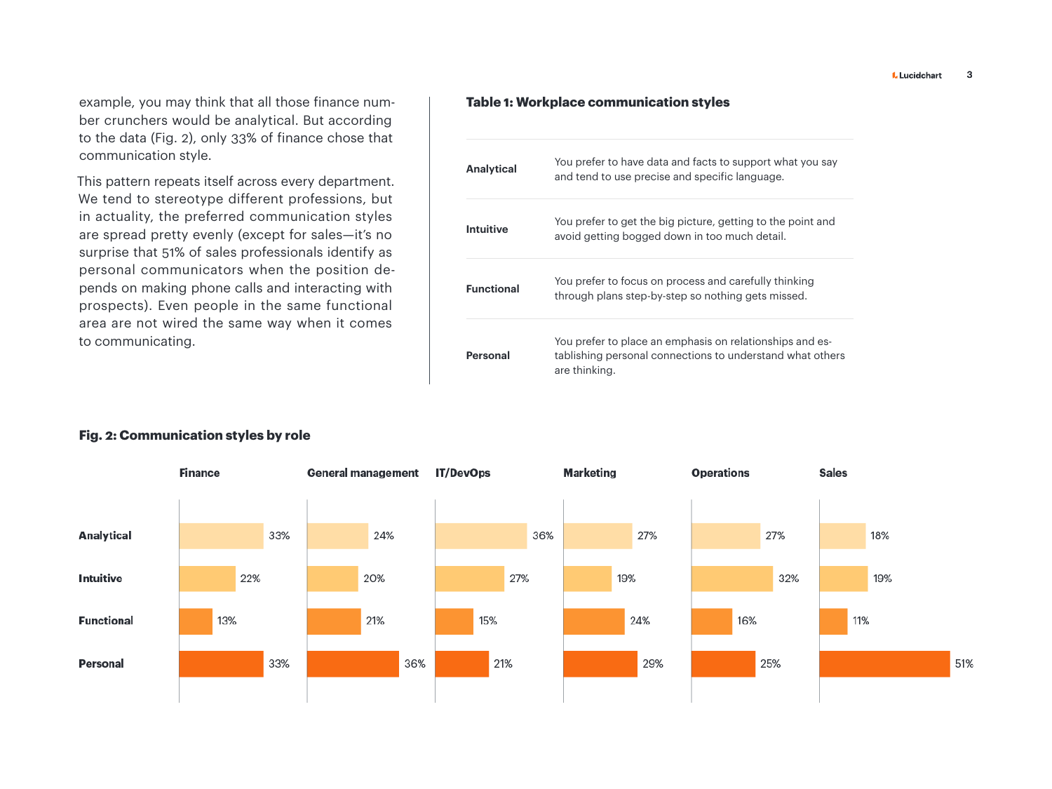example, you may think that all those finance number crunchers would be analytical. But according to the data (Fig. 2), only 33% of finance chose that communication style.

This pattern repeats itself across every department. We tend to stereotype different professions, but in actuality, the preferred communication styles are spread pretty evenly (except for sales—it's no surprise that 51% of sales professionals identify as personal communicators when the position depends on making phone calls and interacting with prospects). Even people in the same functional area are not wired the same way when it comes to communicating.

**Table 1: Workplace communication styles**

| | |
|---|---|
| **Analytical** | You prefer to have data and facts to support what you say and tend to use precise and specific language. |
| **Intuitive** | You prefer to get the big picture, getting to the point and avoid getting bogged down in too much detail. |
| **Functional** | You prefer to focus on process and carefully thinking through plans step-by-step so nothing gets missed. |
| **Personal** | You prefer to place an emphasis on relationships and establishing personal connections to understand what others are thinking. |

**Fig. 2: Communication styles by role**

| | Finance | General management | IT/DevOps | Marketing | Operations | Sales |
|---|---|---|---|---|---|---|
| **Analytical** | 33% | 24% | 36% | 27% | 27% | 18% |
| **Intuitive** | 22% | 20% | 27% | 19% | 32% | 19% |
| **Functional** | 13% | 21% | 15% | 24% | 16% | 11% |
| **Personal** | 33% | 36% | 21% | 29% | 25% | 51% |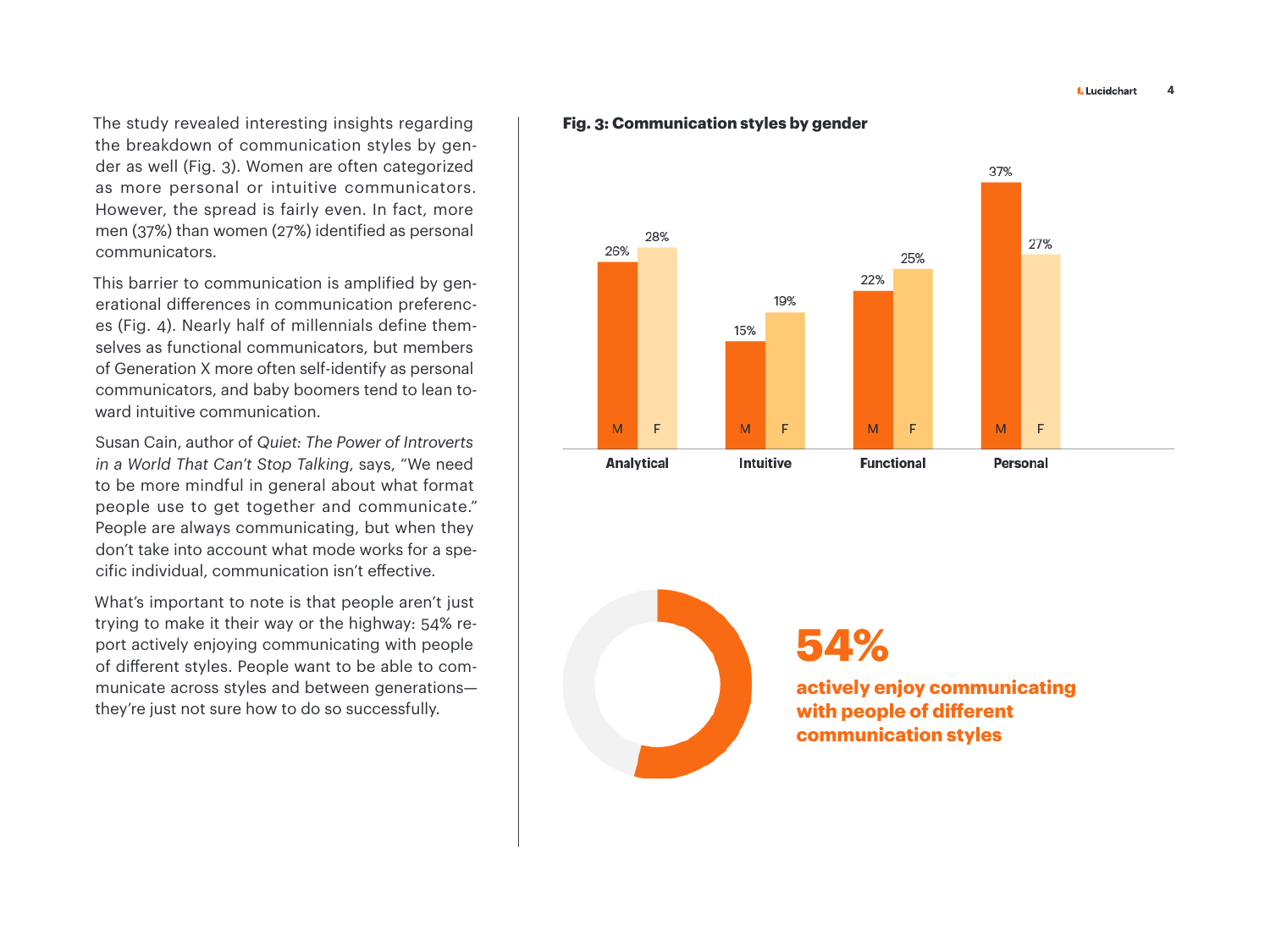The study revealed interesting insights regarding the breakdown of communication styles by gender as well (Fig. 3). Women are often categorized as more personal or intuitive communicators. However, the spread is fairly even. In fact, more men (37%) than women (27%) identified as personal communicators.

This barrier to communication is amplified by generational differences in communication preferences (Fig. 4). Nearly half of millennials define themselves as functional communicators, but members of Generation X more often self-identify as personal communicators, and baby boomers tend to lean toward intuitive communication.

Susan Cain, author of *Quiet: The Power of Introverts in a World That Can't Stop Talking*, says, "We need to be more mindful in general about what format people use to get together and communicate." People are always communicating, but when they don't take into account what mode works for a specific individual, communication isn't effective.

What's important to note is that people aren't just trying to make it their way or the highway: 54% report actively enjoying communicating with people of different styles. People want to be able to communicate across styles and between generations—they're just not sure how to do so successfully.

**Fig. 3: Communication styles by gender**

| | M | F |
|---|---|---|
| Analytical | 26% | 28% |
| Intuitive | 15% | 19% |
| Functional | 22% | 25% |
| Personal | 37% | 27% |

**54%**

**actively enjoy communicating with people of different communication styles**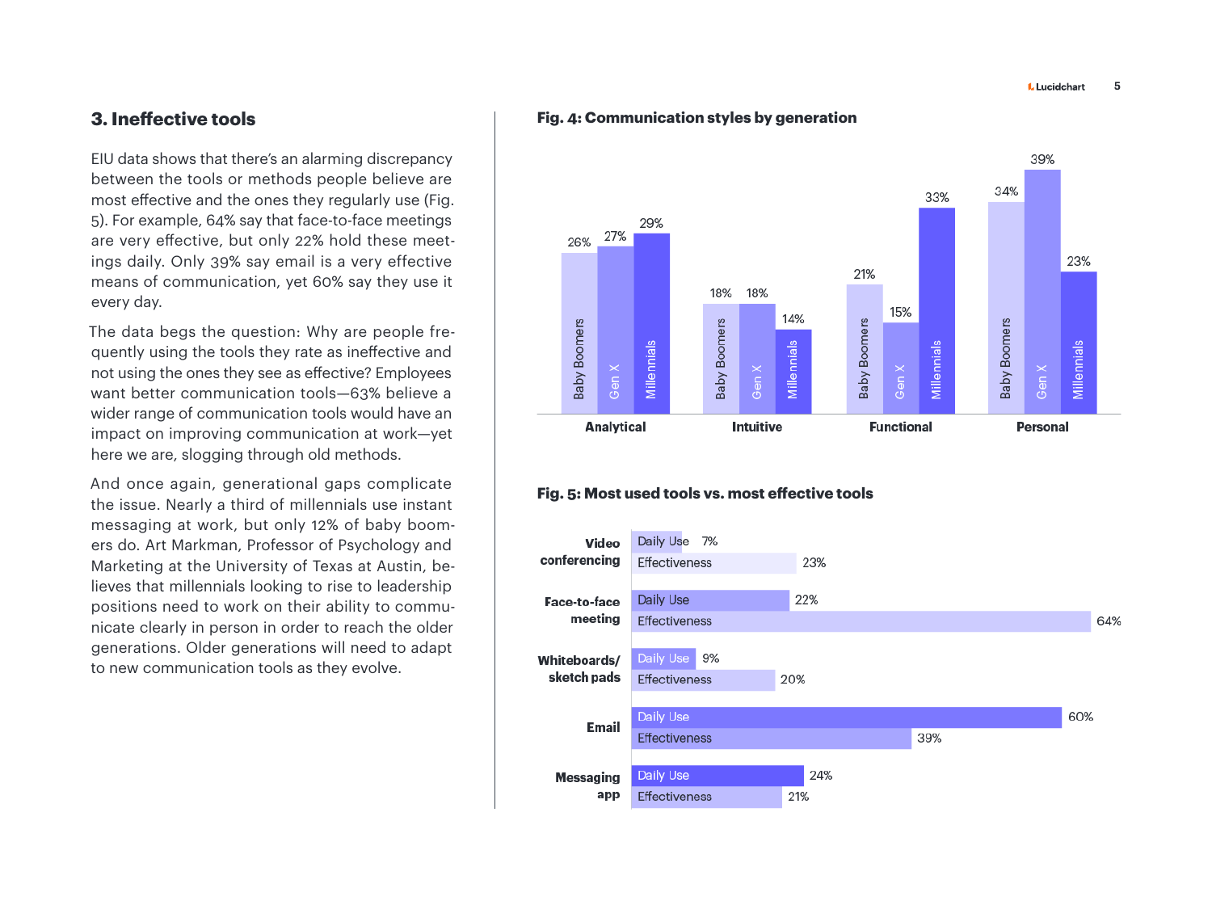## 3. Ineffective tools

EIU data shows that there's an alarming discrepancy between the tools or methods people believe are most effective and the ones they regularly use (Fig. 5). For example, 64% say that face-to-face meetings are very effective, but only 22% hold these meetings daily. Only 39% say email is a very effective means of communication, yet 60% say they use it every day.

The data begs the question: Why are people frequently using the tools they rate as ineffective and not using the ones they see as effective? Employees want better communication tools—63% believe a wider range of communication tools would have an impact on improving communication at work—yet here we are, slogging through old methods.

And once again, generational gaps complicate the issue. Nearly a third of millennials use instant messaging at work, but only 12% of baby boomers do. Art Markman, Professor of Psychology and Marketing at the University of Texas at Austin, believes that millennials looking to rise to leadership positions need to work on their ability to communicate clearly in person in order to reach the older generations. Older generations will need to adapt to new communication tools as they evolve.

**Fig. 4: Communication styles by generation**

| | Baby Boomers | Gen X | Millennials |
|---|---|---|---|
| Analytical | 26% | 27% | 29% |
| Intuitive | 18% | 18% | 14% |
| Functional | 21% | 15% | 33% |
| Personal | 34% | 39% | 23% |

**Fig. 5: Most used tools vs. most effective tools**

| | Daily Use | Effectiveness |
|---|---|---|
| Video conferencing | 7% | 23% |
| Face-to-face meeting | 22% | 64% |
| Whiteboards/ sketch pads | 9% | 20% |
| Email | 60% | 39% |
| Messaging app | 24% | 21% |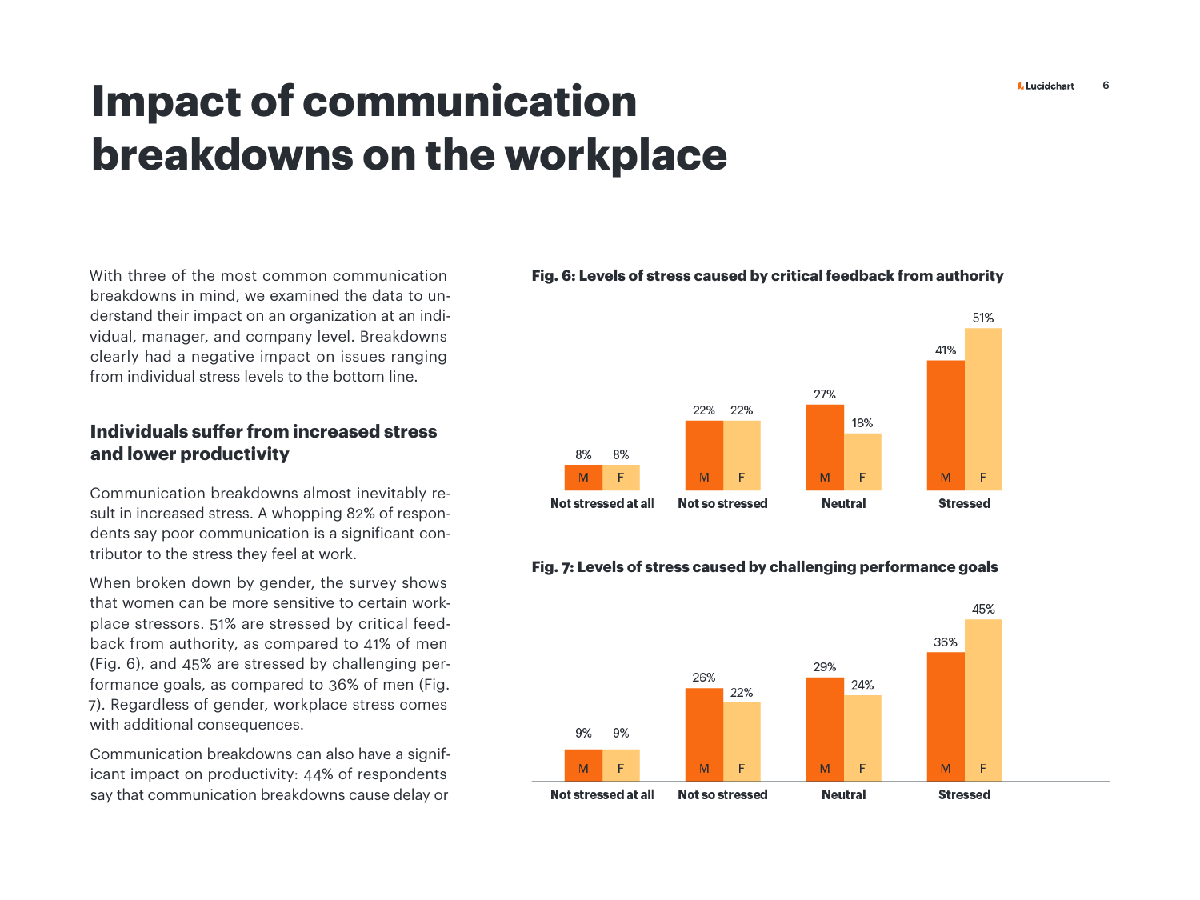# Impact of communication breakdowns on the workplace

With three of the most common communication breakdowns in mind, we examined the data to understand their impact on an organization at an individual, manager, and company level. Breakdowns clearly had a negative impact on issues ranging from individual stress levels to the bottom line.

## Individuals suffer from increased stress and lower productivity

Communication breakdowns almost inevitably result in increased stress. A whopping 82% of respondents say poor communication is a significant contributor to the stress they feel at work.

When broken down by gender, the survey shows that women can be more sensitive to certain workplace stressors. 51% are stressed by critical feedback from authority, as compared to 41% of men (Fig. 6), and 45% are stressed by challenging performance goals, as compared to 36% of men (Fig. 7). Regardless of gender, workplace stress comes with additional consequences.

Communication breakdowns can also have a significant impact on productivity: 44% of respondents say that communication breakdowns cause delay or

**Fig. 6: Levels of stress caused by critical feedback from authority**

| | Not stressed at all | Not so stressed | Neutral | Stressed |
|---|---|---|---|---|
| M | 8% | 22% | 27% | 41% |
| F | 8% | 22% | 18% | 51% |

**Fig. 7: Levels of stress caused by challenging performance goals**

| | Not stressed at all | Not so stressed | Neutral | Stressed |
|---|---|---|---|---|
| M | 9% | 26% | 29% | 36% |
| F | 9% | 22% | 24% | 45% |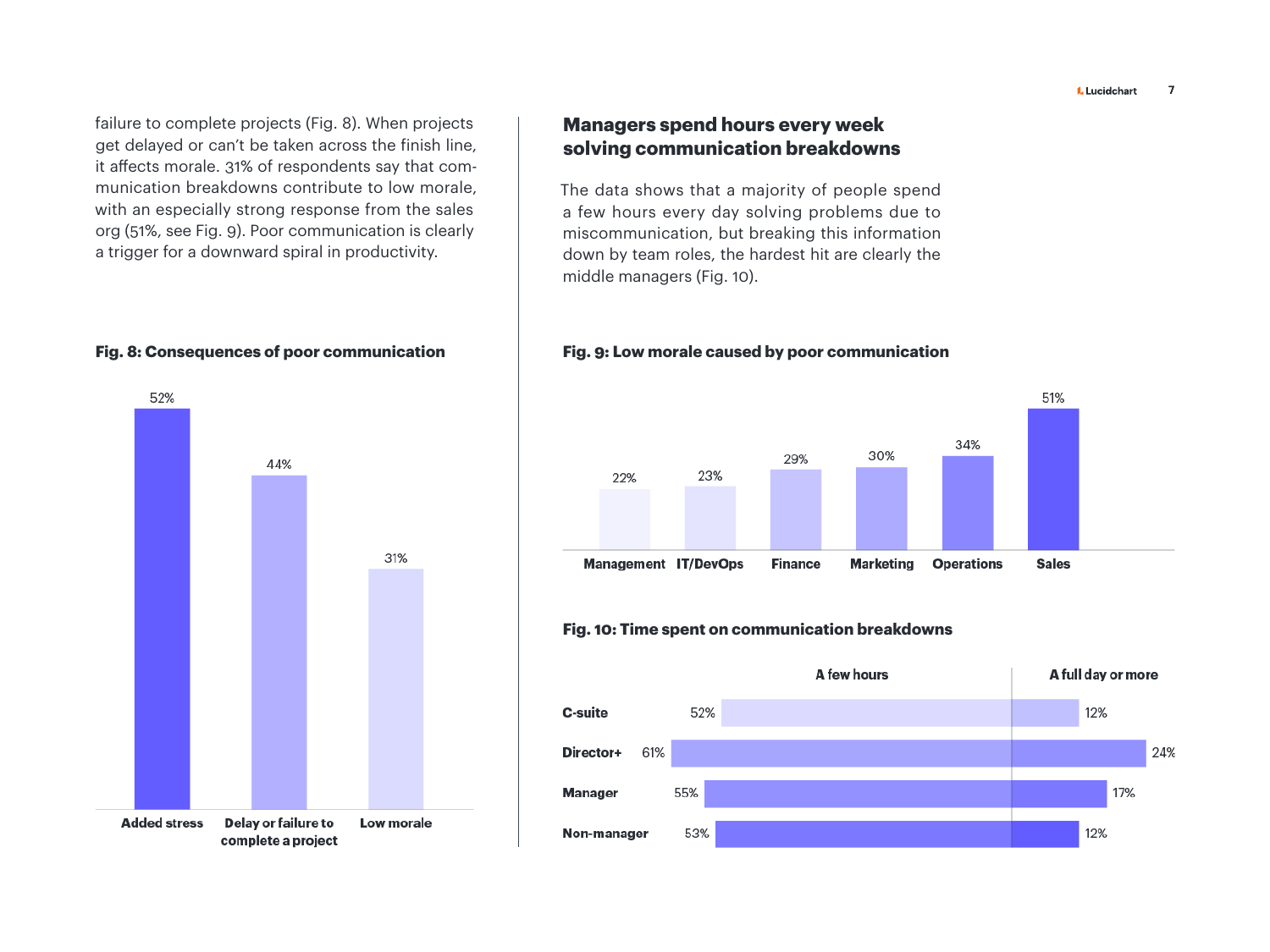failure to complete projects (Fig. 8). When projects get delayed or can't be taken across the finish line, it affects morale. 31% of respondents say that communication breakdowns contribute to low morale, with an especially strong response from the sales org (51%, see Fig. 9). Poor communication is clearly a trigger for a downward spiral in productivity.

**Fig. 8: Consequences of poor communication**

| Consequence | Percentage |
| --- | --- |
| Added stress | 52% |
| Delay or failure to complete a project | 44% |
| Low morale | 31% |

## Managers spend hours every week solving communication breakdowns

The data shows that a majority of people spend a few hours every day solving problems due to miscommunication, but breaking this information down by team roles, the hardest hit are clearly the middle managers (Fig. 10).

**Fig. 9: Low morale caused by poor communication**

| Management | IT/DevOps | Finance | Marketing | Operations | Sales |
| --- | --- | --- | --- | --- | --- |
| 22% | 23% | 29% | 30% | 34% | 51% |

**Fig. 10: Time spent on communication breakdowns**

| | A few hours | A full day or more |
| --- | --- | --- |
| C-suite | 52% | 12% |
| Director+ | 61% | 24% |
| Manager | 55% | 17% |
| Non-manager | 53% | 12% |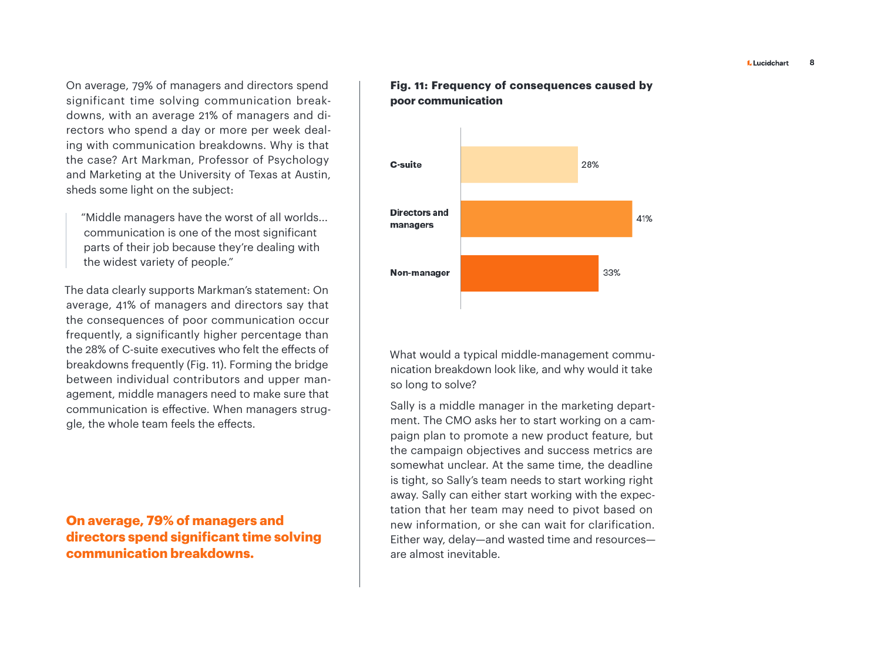On average, 79% of managers and directors spend significant time solving communication breakdowns, with an average 21% of managers and directors who spend a day or more per week dealing with communication breakdowns. Why is that the case? Art Markman, Professor of Psychology and Marketing at the University of Texas at Austin, sheds some light on the subject:

> "Middle managers have the worst of all worlds… communication is one of the most significant parts of their job because they're dealing with the widest variety of people."

The data clearly supports Markman's statement: On average, 41% of managers and directors say that the consequences of poor communication occur frequently, a significantly higher percentage than the 28% of C-suite executives who felt the effects of breakdowns frequently (Fig. 11). Forming the bridge between individual contributors and upper management, middle managers need to make sure that communication is effective. When managers struggle, the whole team feels the effects.

**On average, 79% of managers and directors spend significant time solving communication breakdowns.**

**Fig. 11: Frequency of consequences caused by poor communication**

| Group | Percentage |
|---|---|
| C-suite | 28% |
| Directors and managers | 41% |
| Non-manager | 33% |

What would a typical middle-management communication breakdown look like, and why would it take so long to solve?

Sally is a middle manager in the marketing department. The CMO asks her to start working on a campaign plan to promote a new product feature, but the campaign objectives and success metrics are somewhat unclear. At the same time, the deadline is tight, so Sally's team needs to start working right away. Sally can either start working with the expectation that her team may need to pivot based on new information, or she can wait for clarification. Either way, delay—and wasted time and resources—are almost inevitable.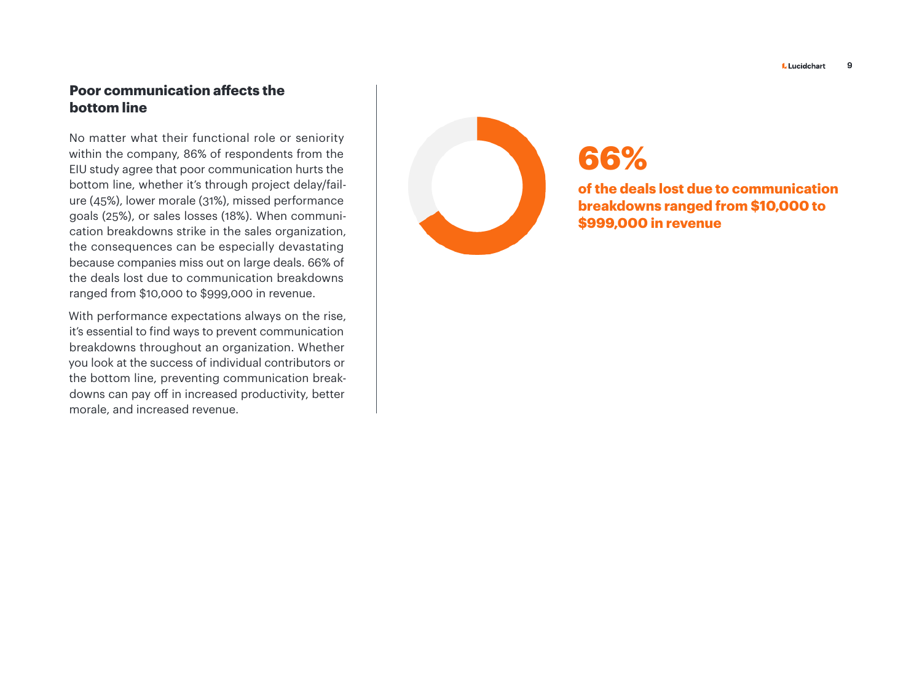## Poor communication affects the bottom line

No matter what their functional role or seniority within the company, 86% of respondents from the EIU study agree that poor communication hurts the bottom line, whether it's through project delay/failure (45%), lower morale (31%), missed performance goals (25%), or sales losses (18%). When communication breakdowns strike in the sales organization, the consequences can be especially devastating because companies miss out on large deals. 66% of the deals lost due to communication breakdowns ranged from $10,000 to $999,000 in revenue.

With performance expectations always on the rise, it's essential to find ways to prevent communication breakdowns throughout an organization. Whether you look at the success of individual contributors or the bottom line, preventing communication breakdowns can pay off in increased productivity, better morale, and increased revenue.

**66%**

**of the deals lost due to communication breakdowns ranged from $10,000 to $999,000 in revenue**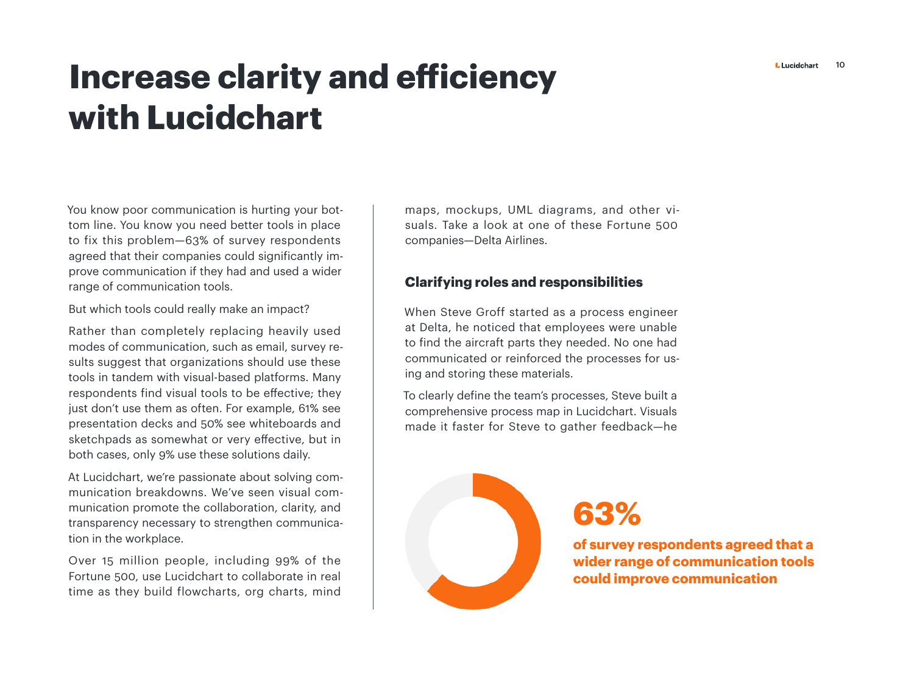# Increase clarity and efficiency with Lucidchart

You know poor communication is hurting your bottom line. You know you need better tools in place to fix this problem—63% of survey respondents agreed that their companies could significantly improve communication if they had and used a wider range of communication tools.

But which tools could really make an impact?

Rather than completely replacing heavily used modes of communication, such as email, survey results suggest that organizations should use these tools in tandem with visual-based platforms. Many respondents find visual tools to be effective; they just don't use them as often. For example, 61% see presentation decks and 50% see whiteboards and sketchpads as somewhat or very effective, but in both cases, only 9% use these solutions daily.

At Lucidchart, we're passionate about solving communication breakdowns. We've seen visual communication promote the collaboration, clarity, and transparency necessary to strengthen communication in the workplace.

Over 15 million people, including 99% of the Fortune 500, use Lucidchart to collaborate in real time as they build flowcharts, org charts, mind maps, mockups, UML diagrams, and other visuals. Take a look at one of these Fortune 500 companies—Delta Airlines.

## Clarifying roles and responsibilities

When Steve Groff started as a process engineer at Delta, he noticed that employees were unable to find the aircraft parts they needed. No one had communicated or reinforced the processes for using and storing these materials.

To clearly define the team's processes, Steve built a comprehensive process map in Lucidchart. Visuals made it faster for Steve to gather feedback—he

**63%**

**of survey respondents agreed that a wider range of communication tools could improve communication**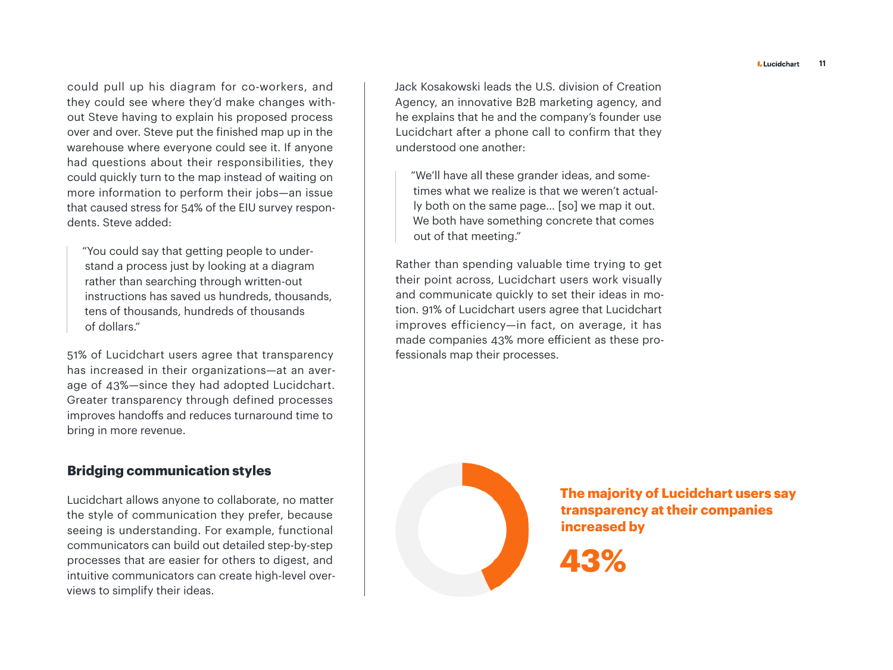could pull up his diagram for co-workers, and they could see where they'd make changes without Steve having to explain his proposed process over and over. Steve put the finished map up in the warehouse where everyone could see it. If anyone had questions about their responsibilities, they could quickly turn to the map instead of waiting on more information to perform their jobs—an issue that caused stress for 54% of the EIU survey respondents. Steve added:

> "You could say that getting people to understand a process just by looking at a diagram rather than searching through written-out instructions has saved us hundreds, thousands, tens of thousands, hundreds of thousands of dollars."

51% of Lucidchart users agree that transparency has increased in their organizations—at an average of 43%—since they had adopted Lucidchart. Greater transparency through defined processes improves handoffs and reduces turnaround time to bring in more revenue.

## Bridging communication styles

Lucidchart allows anyone to collaborate, no matter the style of communication they prefer, because seeing is understanding. For example, functional communicators can build out detailed step-by-step processes that are easier for others to digest, and intuitive communicators can create high-level overviews to simplify their ideas.

Jack Kosakowski leads the U.S. division of Creation Agency, an innovative B2B marketing agency, and he explains that he and the company's founder use Lucidchart after a phone call to confirm that they understood one another:

> "We'll have all these grander ideas, and sometimes what we realize is that we weren't actually both on the same page... [so] we map it out. We both have something concrete that comes out of that meeting."

Rather than spending valuable time trying to get their point across, Lucidchart users work visually and communicate quickly to set their ideas in motion. 91% of Lucidchart users agree that Lucidchart improves efficiency—in fact, on average, it has made companies 43% more efficient as these professionals map their processes.

**The majority of Lucidchart users say transparency at their companies increased by**

**43%**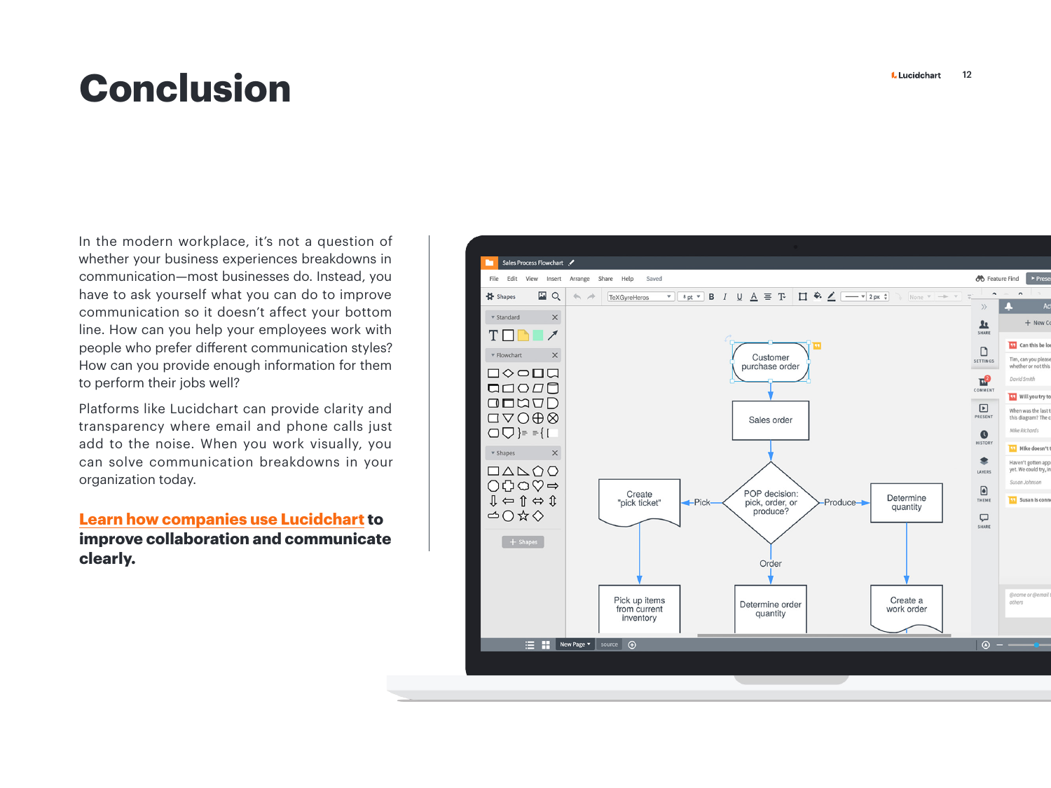# Conclusion

In the modern workplace, it's not a question of whether your business experiences breakdowns in communication—most businesses do. Instead, you have to ask yourself what you can do to improve communication so it doesn't affect your bottom line. How can you help your employees work with people who prefer different communication styles? How can you provide enough information for them to perform their jobs well?

Platforms like Lucidchart can provide clarity and transparency where email and phone calls just add to the noise. When you work visually, you can solve communication breakdowns in your organization today.

**Learn how companies use Lucidchart to improve collaboration and communicate clearly.**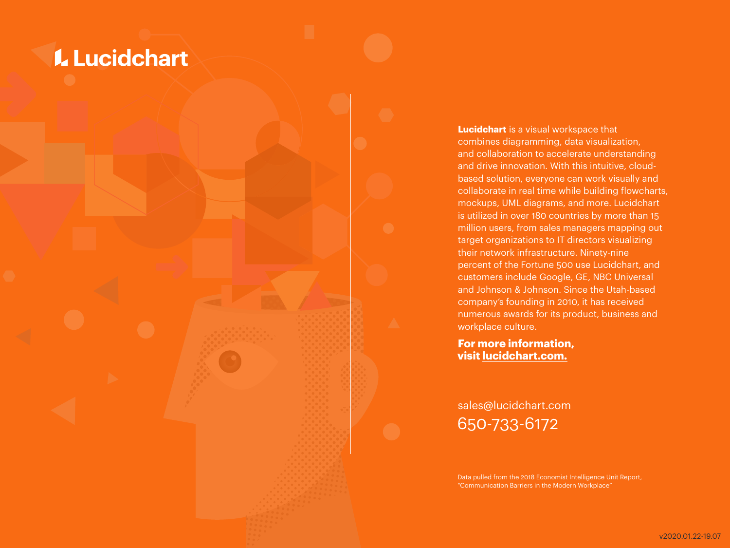# Lucidchart

**Lucidchart** is a visual workspace that combines diagramming, data visualization, and collaboration to accelerate understanding and drive innovation. With this intuitive, cloud-based solution, everyone can work visually and collaborate in real time while building flowcharts, mockups, UML diagrams, and more. Lucidchart is utilized in over 180 countries by more than 15 million users, from sales managers mapping out target organizations to IT directors visualizing their network infrastructure. Ninety-nine percent of the Fortune 500 use Lucidchart, and customers include Google, GE, NBC Universal and Johnson & Johnson. Since the Utah-based company's founding in 2010, it has received numerous awards for its product, business and workplace culture.

**For more information, visit lucidchart.com.**

sales@lucidchart.com

650-733-6172

Data pulled from the 2018 Economist Intelligence Unit Report, "Communication Barriers in the Modern Workplace"

v2020.01.22-19.07